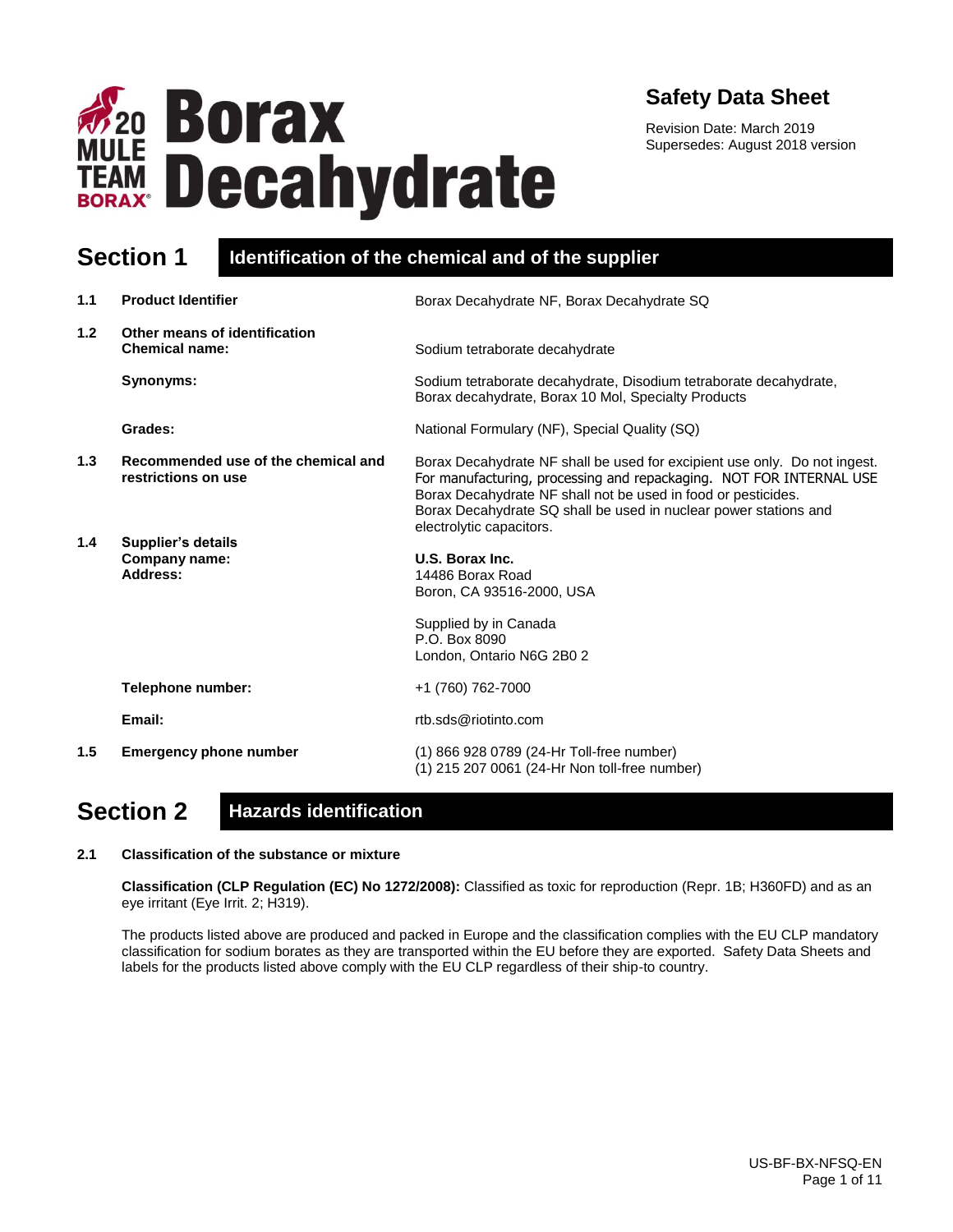20 MULE TEAM BORAX®

# Borax Decahydrate

**Safety Data Sheet**

Revision Date: March 2019
Supersedes: August 2018 version

## Section 1 Identification of the chemical and of the supplier

**1.1 Product Identifier**
Borax Decahydrate NF, Borax Decahydrate SQ

**1.2 Other means of identification**

**Chemical name:** Sodium tetraborate decahydrate

**Synonyms:** Sodium tetraborate decahydrate, Disodium tetraborate decahydrate, Borax decahydrate, Borax 10 Mol, Specialty Products

**Grades:** National Formulary (NF), Special Quality (SQ)

**1.3 Recommended use of the chemical and restrictions on use**
Borax Decahydrate NF shall be used for excipient use only. Do not ingest. For manufacturing, processing and repackaging. NOT FOR INTERNAL USE
Borax Decahydrate NF shall not be used in food or pesticides.
Borax Decahydrate SQ shall be used in nuclear power stations and electrolytic capacitors.

**1.4 Supplier's details**

**Company name:**
**Address:**

**U.S. Borax Inc.**
14486 Borax Road
Boron, CA 93516-2000, USA

Supplied by in Canada
P.O. Box 8090
London, Ontario N6G 2B0 2

**Telephone number:** +1 (760) 762-7000

**Email:** rtb.sds@riotinto.com

**1.5 Emergency phone number**
(1) 866 928 0789 (24-Hr Toll-free number)
(1) 215 207 0061 (24-Hr Non toll-free number)

## Section 2 Hazards identification

**2.1 Classification of the substance or mixture**

**Classification (CLP Regulation (EC) No 1272/2008):** Classified as toxic for reproduction (Repr. 1B; H360FD) and as an eye irritant (Eye Irrit. 2; H319).

The products listed above are produced and packed in Europe and the classification complies with the EU CLP mandatory classification for sodium borates as they are transported within the EU before they are exported. Safety Data Sheets and labels for the products listed above comply with the EU CLP regardless of their ship-to country.

US-BF-BX-NFSQ-EN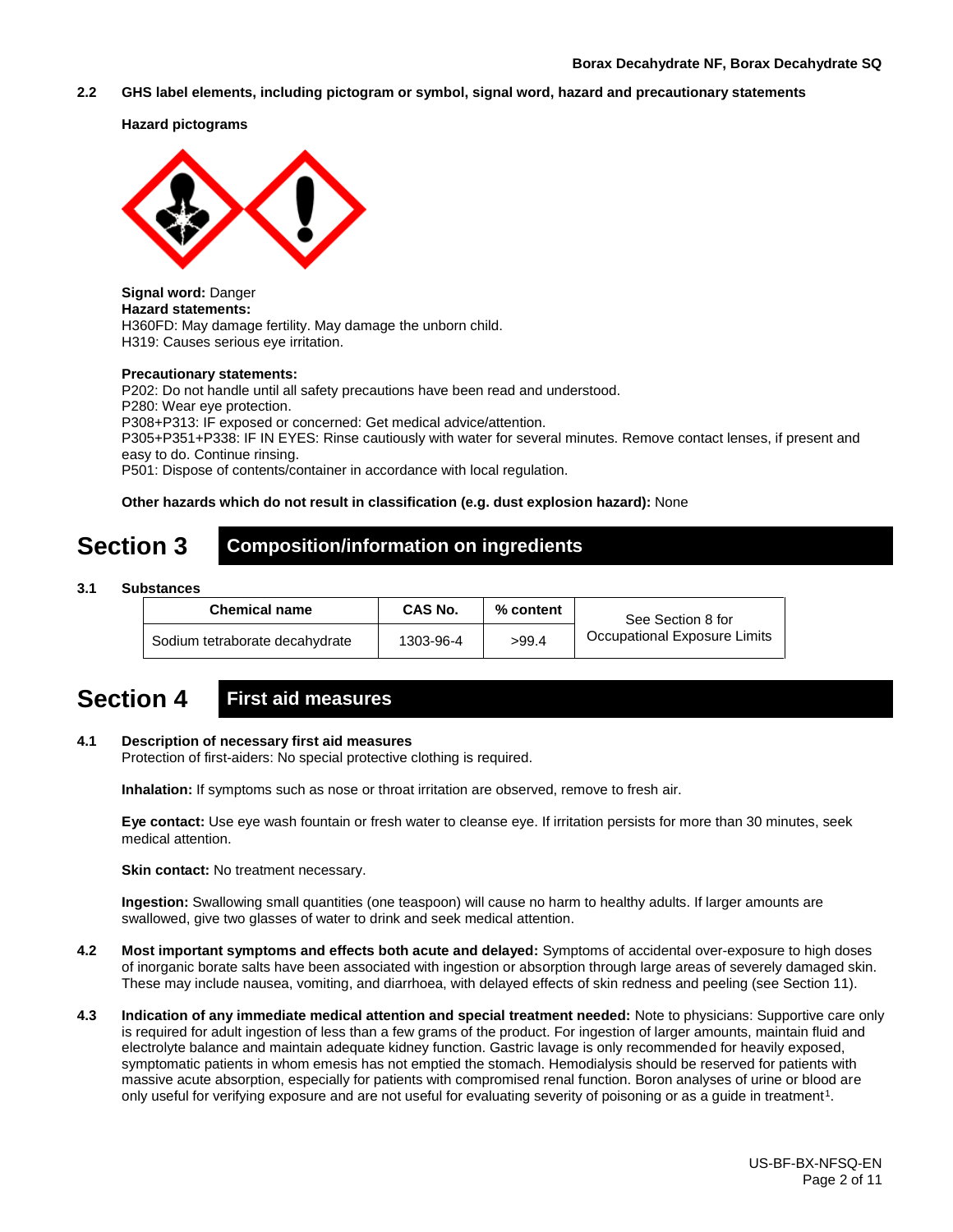### 2.2 GHS label elements, including pictogram or symbol, signal word, hazard and precautionary statements

**Hazard pictograms**

**Signal word:** Danger
**Hazard statements:**
H360FD: May damage fertility. May damage the unborn child.
H319: Causes serious eye irritation.

**Precautionary statements:**
P202: Do not handle until all safety precautions have been read and understood.
P280: Wear eye protection.
P308+P313: IF exposed or concerned: Get medical advice/attention.
P305+P351+P338: IF IN EYES: Rinse cautiously with water for several minutes. Remove contact lenses, if present and easy to do. Continue rinsing.
P501: Dispose of contents/container in accordance with local regulation.

**Other hazards which do not result in classification (e.g. dust explosion hazard):** None

# Section 3 Composition/information on ingredients

### 3.1 Substances

| Chemical name | CAS No. | % content | See Section 8 for Occupational Exposure Limits |
|---|---|---|---|
| Sodium tetraborate decahydrate | 1303-96-4 | >99.4 | |

# Section 4 First aid measures

### 4.1 Description of necessary first aid measures

Protection of first-aiders: No special protective clothing is required.

**Inhalation:** If symptoms such as nose or throat irritation are observed, remove to fresh air.

**Eye contact:** Use eye wash fountain or fresh water to cleanse eye. If irritation persists for more than 30 minutes, seek medical attention.

**Skin contact:** No treatment necessary.

**Ingestion:** Swallowing small quantities (one teaspoon) will cause no harm to healthy adults. If larger amounts are swallowed, give two glasses of water to drink and seek medical attention.

**4.2 Most important symptoms and effects both acute and delayed:** Symptoms of accidental over-exposure to high doses of inorganic borate salts have been associated with ingestion or absorption through large areas of severely damaged skin. These may include nausea, vomiting, and diarrhoea, with delayed effects of skin redness and peeling (see Section 11).

**4.3 Indication of any immediate medical attention and special treatment needed:** Note to physicians: Supportive care only is required for adult ingestion of less than a few grams of the product. For ingestion of larger amounts, maintain fluid and electrolyte balance and maintain adequate kidney function. Gastric lavage is only recommended for heavily exposed, symptomatic patients in whom emesis has not emptied the stomach. Hemodialysis should be reserved for patients with massive acute absorption, especially for patients with compromised renal function. Boron analyses of urine or blood are only useful for verifying exposure and are not useful for evaluating severity of poisoning or as a guide in treatment[1].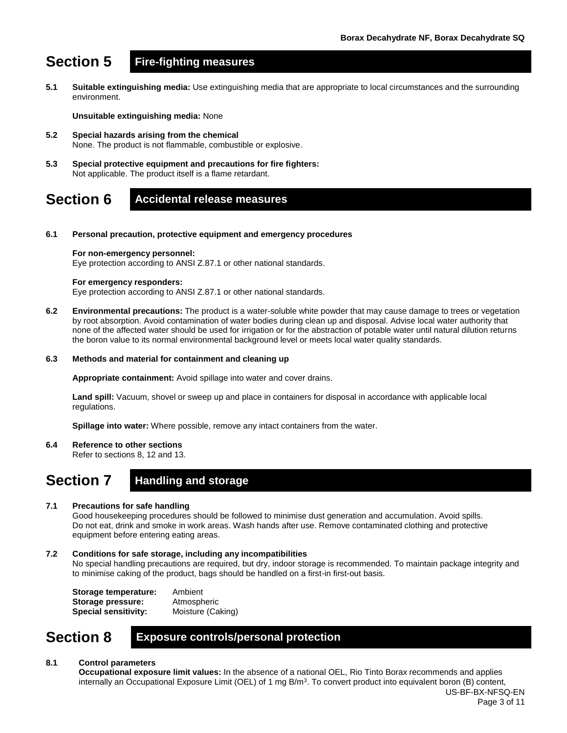## Section 5 Fire-fighting measures

**5.1 Suitable extinguishing media:** Use extinguishing media that are appropriate to local circumstances and the surrounding environment.

**Unsuitable extinguishing media:** None

**5.2 Special hazards arising from the chemical**
None. The product is not flammable, combustible or explosive.

**5.3 Special protective equipment and precautions for fire fighters:**
Not applicable. The product itself is a flame retardant.

## Section 6 Accidental release measures

**6.1 Personal precaution, protective equipment and emergency procedures**

**For non-emergency personnel:**
Eye protection according to ANSI Z.87.1 or other national standards.

**For emergency responders:**
Eye protection according to ANSI Z.87.1 or other national standards.

**6.2 Environmental precautions:** The product is a water-soluble white powder that may cause damage to trees or vegetation by root absorption. Avoid contamination of water bodies during clean up and disposal. Advise local water authority that none of the affected water should be used for irrigation or for the abstraction of potable water until natural dilution returns the boron value to its normal environmental background level or meets local water quality standards.

**6.3 Methods and material for containment and cleaning up**

**Appropriate containment:** Avoid spillage into water and cover drains.

**Land spill:** Vacuum, shovel or sweep up and place in containers for disposal in accordance with applicable local regulations.

**Spillage into water:** Where possible, remove any intact containers from the water.

**6.4 Reference to other sections**
Refer to sections 8, 12 and 13.

## Section 7 Handling and storage

**7.1 Precautions for safe handling**
Good housekeeping procedures should be followed to minimise dust generation and accumulation. Avoid spills. Do not eat, drink and smoke in work areas. Wash hands after use. Remove contaminated clothing and protective equipment before entering eating areas.

**7.2 Conditions for safe storage, including any incompatibilities**
No special handling precautions are required, but dry, indoor storage is recommended. To maintain package integrity and to minimise caking of the product, bags should be handled on a first-in first-out basis.

**Storage temperature:** Ambient
**Storage pressure:** Atmospheric
**Special sensitivity:** Moisture (Caking)

## Section 8 Exposure controls/personal protection

**8.1 Control parameters**
**Occupational exposure limit values:** In the absence of a national OEL, Rio Tinto Borax recommends and applies internally an Occupational Exposure Limit (OEL) of 1 mg B/m$^3$. To convert product into equivalent boron (B) content,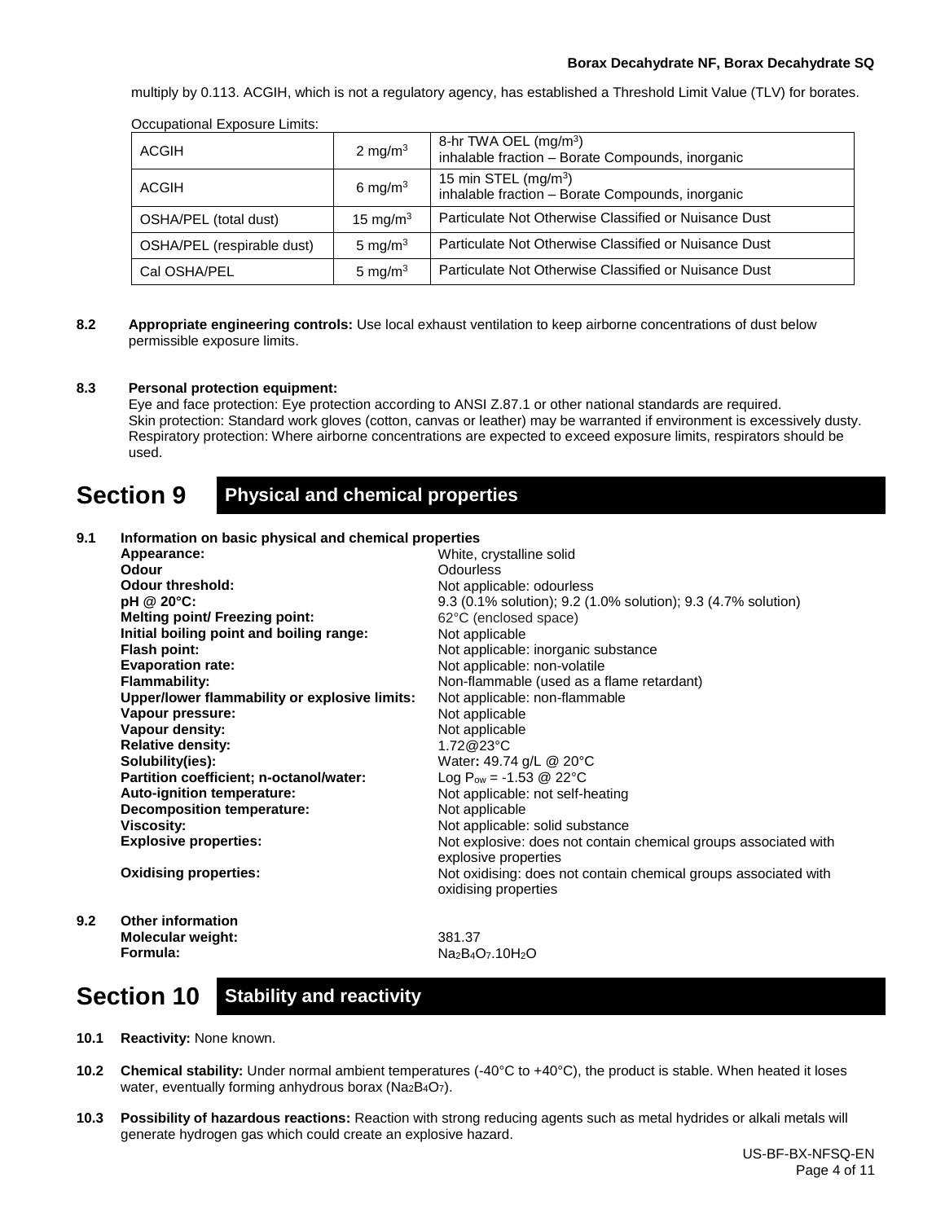multiply by 0.113. ACGIH, which is not a regulatory agency, has established a Threshold Limit Value (TLV) for borates.

Occupational Exposure Limits:

| | | |
|---|---|---|
| ACGIH | 2 mg/m$^3$ | 8-hr TWA OEL (mg/m$^3$) inhalable fraction – Borate Compounds, inorganic |
| ACGIH | 6 mg/m$^3$ | 15 min STEL (mg/m$^3$) inhalable fraction – Borate Compounds, inorganic |
| OSHA/PEL (total dust) | 15 mg/m$^3$ | Particulate Not Otherwise Classified or Nuisance Dust |
| OSHA/PEL (respirable dust) | 5 mg/m$^3$ | Particulate Not Otherwise Classified or Nuisance Dust |
| Cal OSHA/PEL | 5 mg/m$^3$ | Particulate Not Otherwise Classified or Nuisance Dust |

**8.2 Appropriate engineering controls:** Use local exhaust ventilation to keep airborne concentrations of dust below permissible exposure limits.

**8.3 Personal protection equipment:**
Eye and face protection: Eye protection according to ANSI Z.87.1 or other national standards are required.
Skin protection: Standard work gloves (cotton, canvas or leather) may be warranted if environment is excessively dusty.
Respiratory protection: Where airborne concentrations are expected to exceed exposure limits, respirators should be used.

# Section 9 Physical and chemical properties

**9.1 Information on basic physical and chemical properties**

| | |
|---|---|
| **Appearance:** | White, crystalline solid |
| **Odour** | Odourless |
| **Odour threshold:** | Not applicable: odourless |
| **pH @ 20°C:** | 9.3 (0.1% solution); 9.2 (1.0% solution); 9.3 (4.7% solution) |
| **Melting point/ Freezing point:** | 62°C (enclosed space) |
| **Initial boiling point and boiling range:** | Not applicable |
| **Flash point:** | Not applicable: inorganic substance |
| **Evaporation rate:** | Not applicable: non-volatile |
| **Flammability:** | Non-flammable (used as a flame retardant) |
| **Upper/lower flammability or explosive limits:** | Not applicable: non-flammable |
| **Vapour pressure:** | Not applicable |
| **Vapour density:** | Not applicable |
| **Relative density:** | 1.72@23°C |
| **Solubility(ies):** | Water**:** 49.74 g/L @ 20°C |
| **Partition coefficient; n-octanol/water:** | Log $P_{ow}$ = -1.53 @ 22°C |
| **Auto-ignition temperature:** | Not applicable: not self-heating |
| **Decomposition temperature:** | Not applicable |
| **Viscosity:** | Not applicable: solid substance |
| **Explosive properties:** | Not explosive: does not contain chemical groups associated with explosive properties |
| **Oxidising properties:** | Not oxidising: does not contain chemical groups associated with oxidising properties |

**9.2 Other information**

| | |
|---|---|
| **Molecular weight:** | 381.37 |
| **Formula:** | $Na_2B_4O_7.10H_2O$ |

# Section 10 Stability and reactivity

**10.1 Reactivity:** None known.

**10.2 Chemical stability:** Under normal ambient temperatures (-40°C to +40°C), the product is stable. When heated it loses water, eventually forming anhydrous borax ($Na_2B_4O_7$).

**10.3 Possibility of hazardous reactions:** Reaction with strong reducing agents such as metal hydrides or alkali metals will generate hydrogen gas which could create an explosive hazard.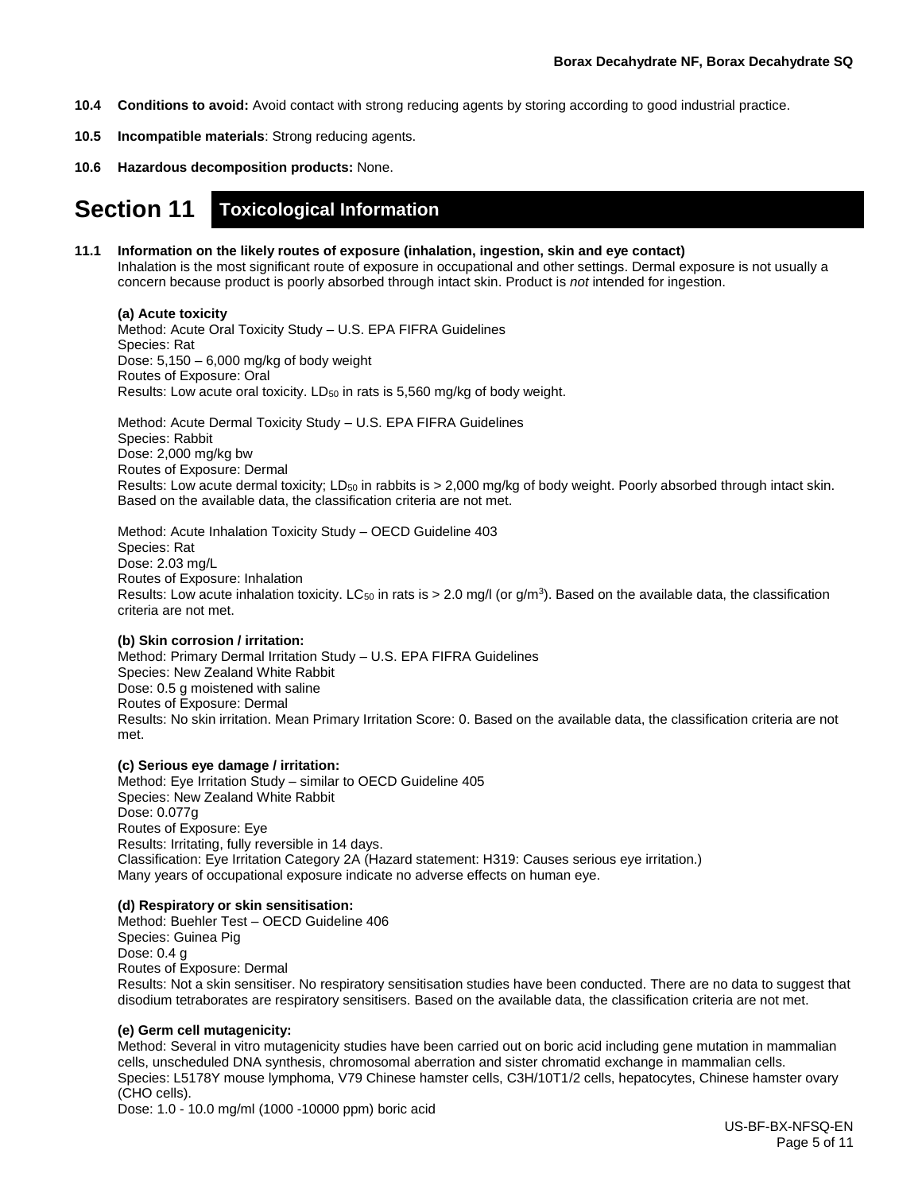**10.4 Conditions to avoid:** Avoid contact with strong reducing agents by storing according to good industrial practice.

**10.5 Incompatible materials**: Strong reducing agents.

**10.6 Hazardous decomposition products:** None.

## Section 11 Toxicological Information

**11.1 Information on the likely routes of exposure (inhalation, ingestion, skin and eye contact)**

Inhalation is the most significant route of exposure in occupational and other settings. Dermal exposure is not usually a concern because product is poorly absorbed through intact skin. Product is *not* intended for ingestion.

**(a) Acute toxicity**

Method: Acute Oral Toxicity Study – U.S. EPA FIFRA Guidelines
Species: Rat
Dose: 5,150 – 6,000 mg/kg of body weight
Routes of Exposure: Oral
Results: Low acute oral toxicity. $LD_{50}$ in rats is 5,560 mg/kg of body weight.

Method: Acute Dermal Toxicity Study – U.S. EPA FIFRA Guidelines
Species: Rabbit
Dose: 2,000 mg/kg bw
Routes of Exposure: Dermal
Results: Low acute dermal toxicity; $LD_{50}$ in rabbits is > 2,000 mg/kg of body weight. Poorly absorbed through intact skin. Based on the available data, the classification criteria are not met.

Method: Acute Inhalation Toxicity Study – OECD Guideline 403
Species: Rat
Dose: 2.03 mg/L
Routes of Exposure: Inhalation
Results: Low acute inhalation toxicity. $LC_{50}$ in rats is > 2.0 mg/l (or g/$m^3$). Based on the available data, the classification criteria are not met.

**(b) Skin corrosion / irritation:**

Method: Primary Dermal Irritation Study – U.S. EPA FIFRA Guidelines
Species: New Zealand White Rabbit
Dose: 0.5 g moistened with saline
Routes of Exposure: Dermal
Results: No skin irritation. Mean Primary Irritation Score: 0. Based on the available data, the classification criteria are not met.

**(c) Serious eye damage / irritation:**

Method: Eye Irritation Study – similar to OECD Guideline 405
Species: New Zealand White Rabbit
Dose: 0.077g
Routes of Exposure: Eye
Results: Irritating, fully reversible in 14 days.
Classification: Eye Irritation Category 2A (Hazard statement: H319: Causes serious eye irritation.)
Many years of occupational exposure indicate no adverse effects on human eye.

**(d) Respiratory or skin sensitisation:**

Method: Buehler Test – OECD Guideline 406
Species: Guinea Pig
Dose: 0.4 g
Routes of Exposure: Dermal
Results: Not a skin sensitiser. No respiratory sensitisation studies have been conducted. There are no data to suggest that disodium tetraborates are respiratory sensitisers. Based on the available data, the classification criteria are not met.

**(e) Germ cell mutagenicity:**

Method: Several in vitro mutagenicity studies have been carried out on boric acid including gene mutation in mammalian cells, unscheduled DNA synthesis, chromosomal aberration and sister chromatid exchange in mammalian cells.
Species: L5178Y mouse lymphoma, V79 Chinese hamster cells, C3H/10T1/2 cells, hepatocytes, Chinese hamster ovary (CHO cells).
Dose: 1.0 - 10.0 mg/ml (1000 -10000 ppm) boric acid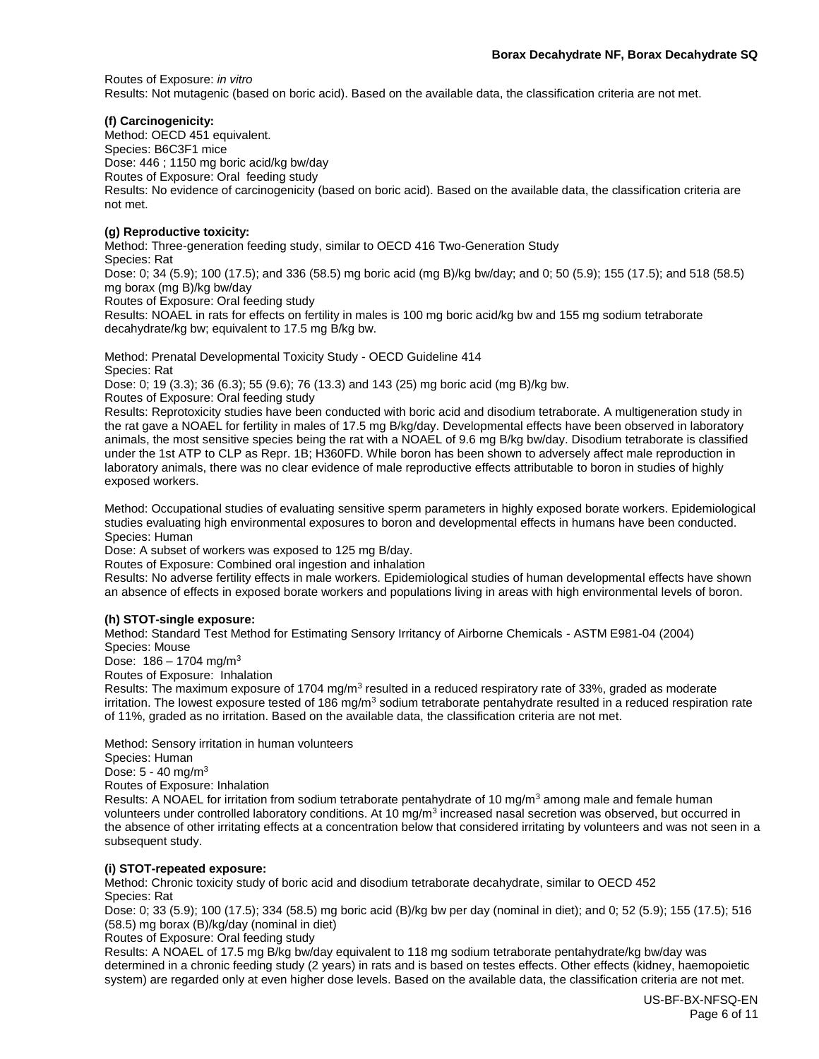Routes of Exposure: *in vitro*
Results: Not mutagenic (based on boric acid). Based on the available data, the classification criteria are not met.

**(f) Carcinogenicity:**
Method: OECD 451 equivalent.
Species: B6C3F1 mice
Dose: 446 ; 1150 mg boric acid/kg bw/day
Routes of Exposure: Oral feeding study
Results: No evidence of carcinogenicity (based on boric acid). Based on the available data, the classification criteria are not met.

**(g) Reproductive toxicity:**
Method: Three-generation feeding study, similar to OECD 416 Two-Generation Study
Species: Rat
Dose: 0; 34 (5.9); 100 (17.5); and 336 (58.5) mg boric acid (mg B)/kg bw/day; and 0; 50 (5.9); 155 (17.5); and 518 (58.5) mg borax (mg B)/kg bw/day
Routes of Exposure: Oral feeding study
Results: NOAEL in rats for effects on fertility in males is 100 mg boric acid/kg bw and 155 mg sodium tetraborate decahydrate/kg bw; equivalent to 17.5 mg B/kg bw.

Method: Prenatal Developmental Toxicity Study - OECD Guideline 414
Species: Rat
Dose: 0; 19 (3.3); 36 (6.3); 55 (9.6); 76 (13.3) and 143 (25) mg boric acid (mg B)/kg bw.
Routes of Exposure: Oral feeding study
Results: Reprotoxicity studies have been conducted with boric acid and disodium tetraborate. A multigeneration study in the rat gave a NOAEL for fertility in males of 17.5 mg B/kg/day. Developmental effects have been observed in laboratory animals, the most sensitive species being the rat with a NOAEL of 9.6 mg B/kg bw/day. Disodium tetraborate is classified under the 1st ATP to CLP as Repr. 1B; H360FD. While boron has been shown to adversely affect male reproduction in laboratory animals, there was no clear evidence of male reproductive effects attributable to boron in studies of highly exposed workers.

Method: Occupational studies of evaluating sensitive sperm parameters in highly exposed borate workers. Epidemiological studies evaluating high environmental exposures to boron and developmental effects in humans have been conducted.
Species: Human
Dose: A subset of workers was exposed to 125 mg B/day.
Routes of Exposure: Combined oral ingestion and inhalation
Results: No adverse fertility effects in male workers. Epidemiological studies of human developmental effects have shown an absence of effects in exposed borate workers and populations living in areas with high environmental levels of boron.

**(h) STOT-single exposure:**
Method: Standard Test Method for Estimating Sensory Irritancy of Airborne Chemicals - ASTM E981-04 (2004)
Species: Mouse
Dose: 186 – 1704 mg/m$^3$
Routes of Exposure: Inhalation
Results: The maximum exposure of 1704 mg/m$^3$ resulted in a reduced respiratory rate of 33%, graded as moderate irritation. The lowest exposure tested of 186 mg/m$^3$ sodium tetraborate pentahydrate resulted in a reduced respiration rate of 11%, graded as no irritation. Based on the available data, the classification criteria are not met.

Method: Sensory irritation in human volunteers
Species: Human
Dose: 5 - 40 mg/m$^3$
Routes of Exposure: Inhalation
Results: A NOAEL for irritation from sodium tetraborate pentahydrate of 10 mg/m$^3$ among male and female human volunteers under controlled laboratory conditions. At 10 mg/m$^3$ increased nasal secretion was observed, but occurred in the absence of other irritating effects at a concentration below that considered irritating by volunteers and was not seen in a subsequent study.

**(i) STOT-repeated exposure:**
Method: Chronic toxicity study of boric acid and disodium tetraborate decahydrate, similar to OECD 452
Species: Rat
Dose: 0; 33 (5.9); 100 (17.5); 334 (58.5) mg boric acid (B)/kg bw per day (nominal in diet); and 0; 52 (5.9); 155 (17.5); 516 (58.5) mg borax (B)/kg/day (nominal in diet)
Routes of Exposure: Oral feeding study
Results: A NOAEL of 17.5 mg B/kg bw/day equivalent to 118 mg sodium tetraborate pentahydrate/kg bw/day was determined in a chronic feeding study (2 years) in rats and is based on testes effects. Other effects (kidney, haemopoietic system) are regarded only at even higher dose levels. Based on the available data, the classification criteria are not met.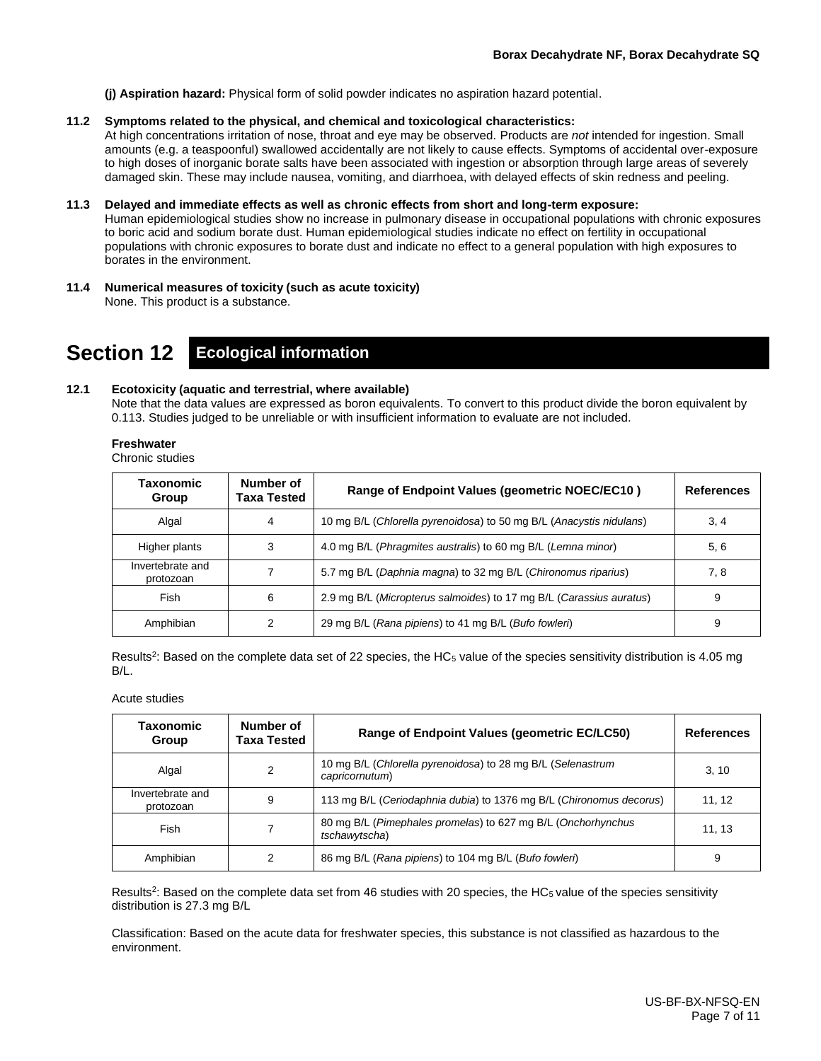**(j) Aspiration hazard:** Physical form of solid powder indicates no aspiration hazard potential.

**11.2 Symptoms related to the physical, and chemical and toxicological characteristics:**

At high concentrations irritation of nose, throat and eye may be observed. Products are *not* intended for ingestion. Small amounts (e.g. a teaspoonful) swallowed accidentally are not likely to cause effects. Symptoms of accidental over-exposure to high doses of inorganic borate salts have been associated with ingestion or absorption through large areas of severely damaged skin. These may include nausea, vomiting, and diarrhoea, with delayed effects of skin redness and peeling.

**11.3 Delayed and immediate effects as well as chronic effects from short and long-term exposure:**

Human epidemiological studies show no increase in pulmonary disease in occupational populations with chronic exposures to boric acid and sodium borate dust. Human epidemiological studies indicate no effect on fertility in occupational populations with chronic exposures to borate dust and indicate no effect to a general population with high exposures to borates in the environment.

**11.4 Numerical measures of toxicity (such as acute toxicity)**

None. This product is a substance.

# Section 12 Ecological information

**12.1 Ecotoxicity (aquatic and terrestrial, where available)**

Note that the data values are expressed as boron equivalents. To convert to this product divide the boron equivalent by 0.113. Studies judged to be unreliable or with insufficient information to evaluate are not included.

**Freshwater**

Chronic studies

| Taxonomic Group | Number of Taxa Tested | Range of Endpoint Values (geometric NOEC/EC10 ) | References |
|---|---|---|---|
| Algal | 4 | 10 mg B/L (*Chlorella pyrenoidosa*) to 50 mg B/L (*Anacystis nidulans*) | 3, 4 |
| Higher plants | 3 | 4.0 mg B/L (*Phragmites australis*) to 60 mg B/L (*Lemna minor*) | 5, 6 |
| Invertebrate and protozoan | 7 | 5.7 mg B/L (*Daphnia magna*) to 32 mg B/L (*Chironomus riparius*) | 7, 8 |
| Fish | 6 | 2.9 mg B/L (*Micropterus salmoides*) to 17 mg B/L (*Carassius auratus*) | 9 |
| Amphibian | 2 | 29 mg B/L (*Rana pipiens*) to 41 mg B/L (*Bufo fowleri*) | 9 |

Results[2]: Based on the complete data set of 22 species, the $HC_5$ value of the species sensitivity distribution is 4.05 mg B/L.

Acute studies

| Taxonomic Group | Number of Taxa Tested | Range of Endpoint Values (geometric EC/LC50) | References |
|---|---|---|---|
| Algal | 2 | 10 mg B/L (*Chlorella pyrenoidosa*) to 28 mg B/L (*Selenastrum capricornutum*) | 3, 10 |
| Invertebrate and protozoan | 9 | 113 mg B/L (*Ceriodaphnia dubia*) to 1376 mg B/L (*Chironomus decorus*) | 11, 12 |
| Fish | 7 | 80 mg B/L (*Pimephales promelas*) to 627 mg B/L (*Onchorhynchus tschawytscha*) | 11, 13 |
| Amphibian | 2 | 86 mg B/L (*Rana pipiens*) to 104 mg B/L (*Bufo fowleri*) | 9 |

Results[2]: Based on the complete data set from 46 studies with 20 species, the $HC_5$ value of the species sensitivity distribution is 27.3 mg B/L

Classification: Based on the acute data for freshwater species, this substance is not classified as hazardous to the environment.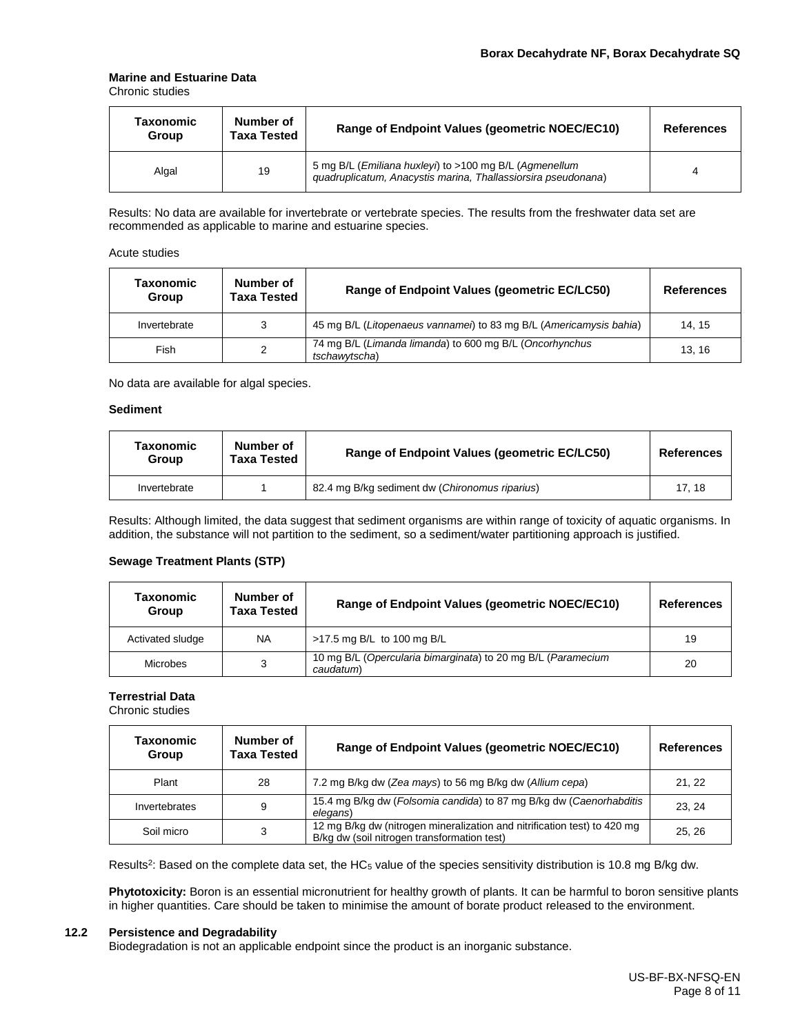**Marine and Estuarine Data**

Chronic studies

| Taxonomic Group | Number of Taxa Tested | Range of Endpoint Values (geometric NOEC/EC10) | References |
|---|---|---|---|
| Algal | 19 | 5 mg B/L (*Emiliana huxleyi*) to >100 mg B/L (*Agmenellum quadruplicatum, Anacystis marina, Thallassiorsira pseudonana*) | 4 |

Results: No data are available for invertebrate or vertebrate species. The results from the freshwater data set are recommended as applicable to marine and estuarine species.

Acute studies

| Taxonomic Group | Number of Taxa Tested | Range of Endpoint Values (geometric EC/LC50) | References |
|---|---|---|---|
| Invertebrate | 3 | 45 mg B/L (*Litopenaeus vannamei*) to 83 mg B/L (*Americamysis bahia*) | 14, 15 |
| Fish | 2 | 74 mg B/L (*Limanda limanda*) to 600 mg B/L (*Oncorhynchus tschawytscha*) | 13, 16 |

No data are available for algal species.

**Sediment**

| Taxonomic Group | Number of Taxa Tested | Range of Endpoint Values (geometric EC/LC50) | References |
|---|---|---|---|
| Invertebrate | 1 | 82.4 mg B/kg sediment dw (*Chironomus riparius*) | 17, 18 |

Results: Although limited, the data suggest that sediment organisms are within range of toxicity of aquatic organisms. In addition, the substance will not partition to the sediment, so a sediment/water partitioning approach is justified.

**Sewage Treatment Plants (STP)**

| Taxonomic Group | Number of Taxa Tested | Range of Endpoint Values (geometric NOEC/EC10) | References |
|---|---|---|---|
| Activated sludge | NA | >17.5 mg B/L to 100 mg B/L | 19 |
| Microbes | 3 | 10 mg B/L (*Opercularia bimarginata*) to 20 mg B/L (*Paramecium caudatum*) | 20 |

**Terrestrial Data**

Chronic studies

| Taxonomic Group | Number of Taxa Tested | Range of Endpoint Values (geometric NOEC/EC10) | References |
|---|---|---|---|
| Plant | 28 | 7.2 mg B/kg dw (*Zea mays*) to 56 mg B/kg dw (*Allium cepa*) | 21, 22 |
| Invertebrates | 9 | 15.4 mg B/kg dw (*Folsomia candida*) to 87 mg B/kg dw (*Caenorhabditis elegans*) | 23, 24 |
| Soil micro | 3 | 12 mg B/kg dw (nitrogen mineralization and nitrification test) to 420 mg B/kg dw (soil nitrogen transformation test) | 25, 26 |

Results[2]: Based on the complete data set, the $HC_5$ value of the species sensitivity distribution is 10.8 mg B/kg dw.

**Phytotoxicity:** Boron is an essential micronutrient for healthy growth of plants. It can be harmful to boron sensitive plants in higher quantities. Care should be taken to minimise the amount of borate product released to the environment.

### 12.2 Persistence and Degradability

Biodegradation is not an applicable endpoint since the product is an inorganic substance.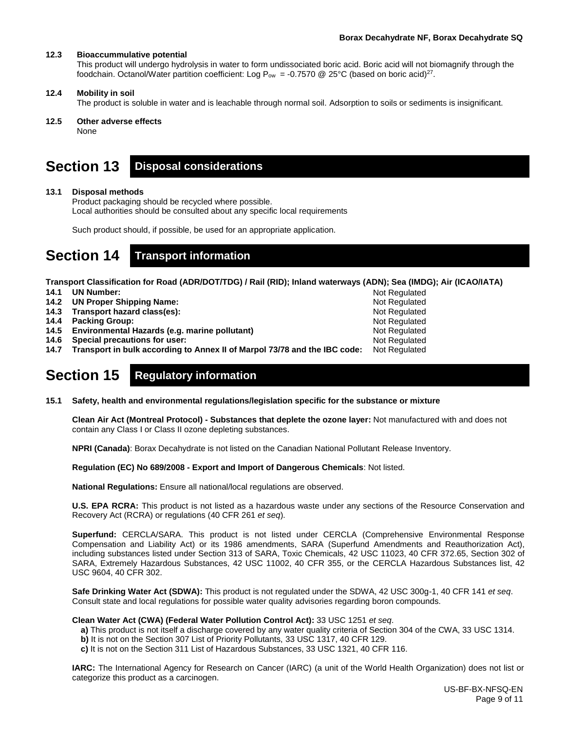### 12.3 Bioaccummulative potential

This product will undergo hydrolysis in water to form undissociated boric acid. Boric acid will not biomagnify through the foodchain. Octanol/Water partition coefficient: Log $P_{ow}$ = -0.7570 @ 25°C (based on boric acid)[27].

### 12.4 Mobility in soil

The product is soluble in water and is leachable through normal soil. Adsorption to soils or sediments is insignificant.

### 12.5 Other adverse effects

None

## Section 13 Disposal considerations

### 13.1 Disposal methods

Product packaging should be recycled where possible.
Local authorities should be consulted about any specific local requirements

Such product should, if possible, be used for an appropriate application.

## Section 14 Transport information

**Transport Classification for Road (ADR/DOT/TDG) / Rail (RID); Inland waterways (ADN); Sea (IMDG); Air (ICAO/IATA)**

| | | |
|---|---|---|
| **14.1** | **UN Number:** | Not Regulated |
| **14.2** | **UN Proper Shipping Name:** | Not Regulated |
| **14.3** | **Transport hazard class(es):** | Not Regulated |
| **14.4** | **Packing Group:** | Not Regulated |
| **14.5** | **Environmental Hazards (e.g. marine pollutant)** | Not Regulated |
| **14.6** | **Special precautions for user:** | Not Regulated |
| **14.7** | **Transport in bulk according to Annex II of Marpol 73/78 and the IBC code:** | Not Regulated |

## Section 15 Regulatory information

### 15.1 Safety, health and environmental regulations/legislation specific for the substance or mixture

**Clean Air Act (Montreal Protocol) - Substances that deplete the ozone layer:** Not manufactured with and does not contain any Class I or Class II ozone depleting substances.

**NPRI (Canada)**: Borax Decahydrate is not listed on the Canadian National Pollutant Release Inventory.

**Regulation (EC) No 689/2008 - Export and Import of Dangerous Chemicals**: Not listed.

**National Regulations:** Ensure all national/local regulations are observed.

**U.S. EPA RCRA:** This product is not listed as a hazardous waste under any sections of the Resource Conservation and Recovery Act (RCRA) or regulations (40 CFR 261 *et seq*).

**Superfund:** CERCLA/SARA. This product is not listed under CERCLA (Comprehensive Environmental Response Compensation and Liability Act) or its 1986 amendments, SARA (Superfund Amendments and Reauthorization Act), including substances listed under Section 313 of SARA, Toxic Chemicals, 42 USC 11023, 40 CFR 372.65, Section 302 of SARA, Extremely Hazardous Substances, 42 USC 11002, 40 CFR 355, or the CERCLA Hazardous Substances list, 42 USC 9604, 40 CFR 302.

**Safe Drinking Water Act (SDWA):** This product is not regulated under the SDWA, 42 USC 300g-1, 40 CFR 141 *et seq*. Consult state and local regulations for possible water quality advisories regarding boron compounds.

**Clean Water Act (CWA) (Federal Water Pollution Control Act):** 33 USC 1251 *et seq*.

**a)** This product is not itself a discharge covered by any water quality criteria of Section 304 of the CWA, 33 USC 1314.
**b)** It is not on the Section 307 List of Priority Pollutants, 33 USC 1317, 40 CFR 129.
**c)** It is not on the Section 311 List of Hazardous Substances, 33 USC 1321, 40 CFR 116.

**IARC:** The International Agency for Research on Cancer (IARC) (a unit of the World Health Organization) does not list or categorize this product as a carcinogen.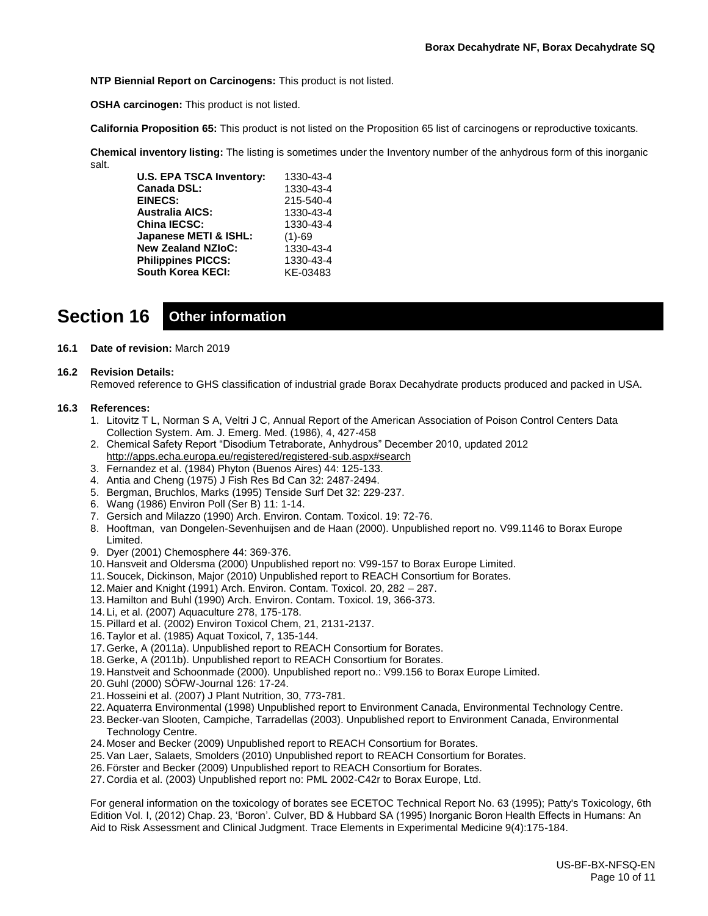**NTP Biennial Report on Carcinogens:** This product is not listed.

**OSHA carcinogen:** This product is not listed.

**California Proposition 65:** This product is not listed on the Proposition 65 list of carcinogens or reproductive toxicants.

**Chemical inventory listing:** The listing is sometimes under the Inventory number of the anhydrous form of this inorganic salt.

| | |
|---|---|
| **U.S. EPA TSCA Inventory:** | 1330-43-4 |
| **Canada DSL:** | 1330-43-4 |
| **EINECS:** | 215-540-4 |
| **Australia AICS:** | 1330-43-4 |
| **China IECSC:** | 1330-43-4 |
| **Japanese METI & ISHL:** | (1)-69 |
| **New Zealand NZIoC:** | 1330-43-4 |
| **Philippines PICCS:** | 1330-43-4 |
| **South Korea KECI:** | KE-03483 |

# Section 16 Other information

**16.1 Date of revision:** March 2019

**16.2 Revision Details:**

Removed reference to GHS classification of industrial grade Borax Decahydrate products produced and packed in USA.

**16.3 References:**

1. Litovitz T L, Norman S A, Veltri J C, Annual Report of the American Association of Poison Control Centers Data Collection System. Am. J. Emerg. Med. (1986), 4, 427-458
2. Chemical Safety Report "Disodium Tetraborate, Anhydrous" December 2010, updated 2012 http://apps.echa.europa.eu/registered/registered-sub.aspx#search
3. Fernandez et al. (1984) Phyton (Buenos Aires) 44: 125-133.
4. Antia and Cheng (1975) J Fish Res Bd Can 32: 2487-2494.
5. Bergman, Bruchlos, Marks (1995) Tenside Surf Det 32: 229-237.
6. Wang (1986) Environ Poll (Ser B) 11: 1-14.
7. Gersich and Milazzo (1990) Arch. Environ. Contam. Toxicol. 19: 72-76.
8. Hooftman, van Dongelen-Sevenhuijsen and de Haan (2000). Unpublished report no. V99.1146 to Borax Europe Limited.
9. Dyer (2001) Chemosphere 44: 369-376.
10. Hansveit and Oldersma (2000) Unpublished report no: V99-157 to Borax Europe Limited.
11. Soucek, Dickinson, Major (2010) Unpublished report to REACH Consortium for Borates.
12. Maier and Knight (1991) Arch. Environ. Contam. Toxicol. 20, 282 – 287.
13. Hamilton and Buhl (1990) Arch. Environ. Contam. Toxicol. 19, 366-373.
14. Li, et al. (2007) Aquaculture 278, 175-178.
15. Pillard et al. (2002) Environ Toxicol Chem, 21, 2131-2137.
16. Taylor et al. (1985) Aquat Toxicol, 7, 135-144.
17. Gerke, A (2011a). Unpublished report to REACH Consortium for Borates.
18. Gerke, A (2011b). Unpublished report to REACH Consortium for Borates.
19. Hanstveit and Schoonmade (2000). Unpublished report no.: V99.156 to Borax Europe Limited.
20. Guhl (2000) SÖFW-Journal 126: 17-24.
21. Hosseini et al. (2007) J Plant Nutrition, 30, 773-781.
22. Aquaterra Environmental (1998) Unpublished report to Environment Canada, Environmental Technology Centre.
23. Becker-van Slooten, Campiche, Tarradellas (2003). Unpublished report to Environment Canada, Environmental Technology Centre.
24. Moser and Becker (2009) Unpublished report to REACH Consortium for Borates.
25. Van Laer, Salaets, Smolders (2010) Unpublished report to REACH Consortium for Borates.
26. Förster and Becker (2009) Unpublished report to REACH Consortium for Borates.
27. Cordia et al. (2003) Unpublished report no: PML 2002-C42r to Borax Europe, Ltd.

For general information on the toxicology of borates see ECETOC Technical Report No. 63 (1995); Patty's Toxicology, 6th Edition Vol. I, (2012) Chap. 23, 'Boron'. Culver, BD & Hubbard SA (1995) Inorganic Boron Health Effects in Humans: An Aid to Risk Assessment and Clinical Judgment. Trace Elements in Experimental Medicine 9(4):175-184.

US-BF-BX-NFSQ-EN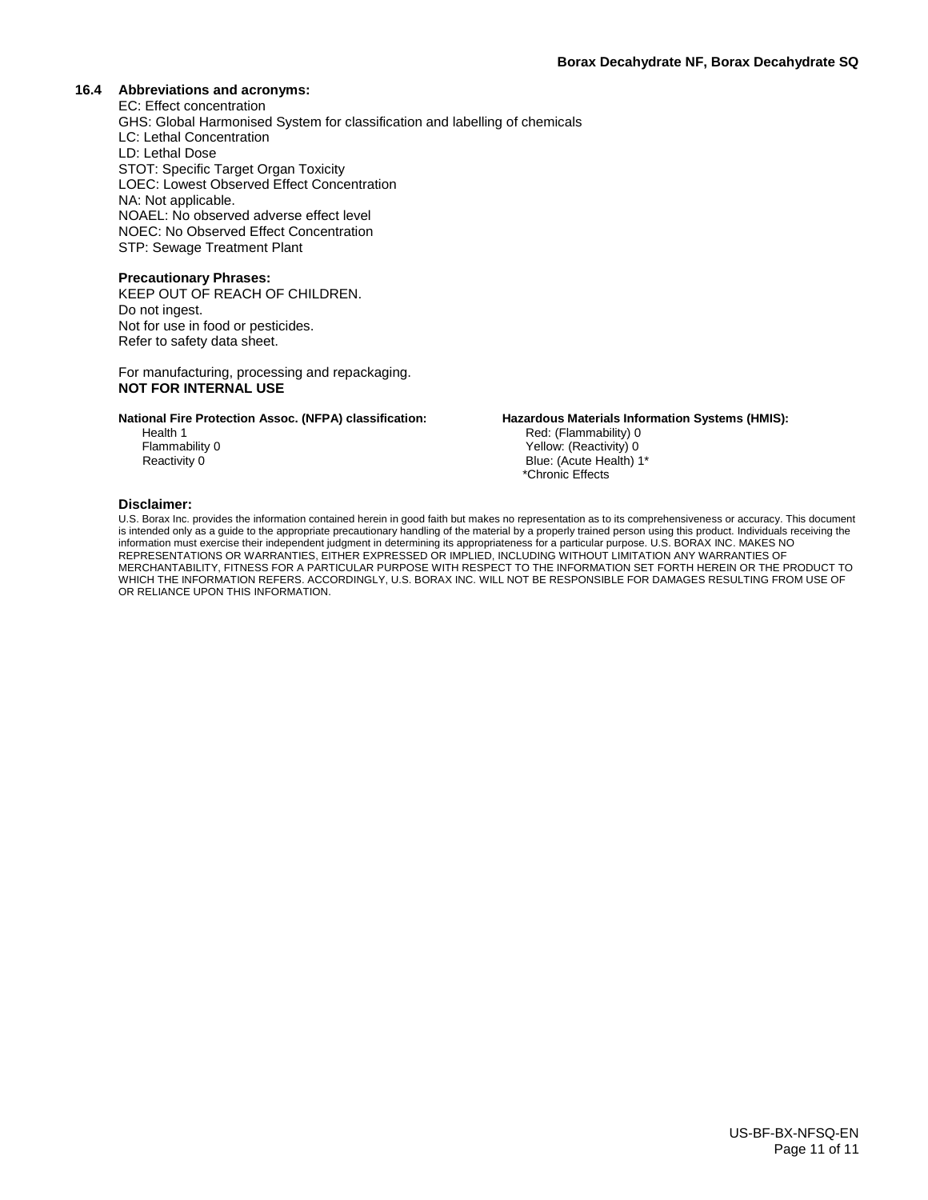### 16.4 Abbreviations and acronyms:

EC: Effect concentration
GHS: Global Harmonised System for classification and labelling of chemicals
LC: Lethal Concentration
LD: Lethal Dose
STOT: Specific Target Organ Toxicity
LOEC: Lowest Observed Effect Concentration
NA: Not applicable.
NOAEL: No observed adverse effect level
NOEC: No Observed Effect Concentration
STP: Sewage Treatment Plant

**Precautionary Phrases:**

KEEP OUT OF REACH OF CHILDREN.
Do not ingest.
Not for use in food or pesticides.
Refer to safety data sheet.

For manufacturing, processing and repackaging.
**NOT FOR INTERNAL USE**

**National Fire Protection Assoc. (NFPA) classification:**

Health 1
Flammability 0
Reactivity 0

**Hazardous Materials Information Systems (HMIS):**

Red: (Flammability) 0
Yellow: (Reactivity) 0
Blue: (Acute Health) 1*
*Chronic Effects

**Disclaimer:**

U.S. Borax Inc. provides the information contained herein in good faith but makes no representation as to its comprehensiveness or accuracy. This document is intended only as a guide to the appropriate precautionary handling of the material by a properly trained person using this product. Individuals receiving the information must exercise their independent judgment in determining its appropriateness for a particular purpose. U.S. BORAX INC. MAKES NO REPRESENTATIONS OR WARRANTIES, EITHER EXPRESSED OR IMPLIED, INCLUDING WITHOUT LIMITATION ANY WARRANTIES OF MERCHANTABILITY, FITNESS FOR A PARTICULAR PURPOSE WITH RESPECT TO THE INFORMATION SET FORTH HEREIN OR THE PRODUCT TO WHICH THE INFORMATION REFERS. ACCORDINGLY, U.S. BORAX INC. WILL NOT BE RESPONSIBLE FOR DAMAGES RESULTING FROM USE OF OR RELIANCE UPON THIS INFORMATION.

US-BF-BX-NFSQ-EN